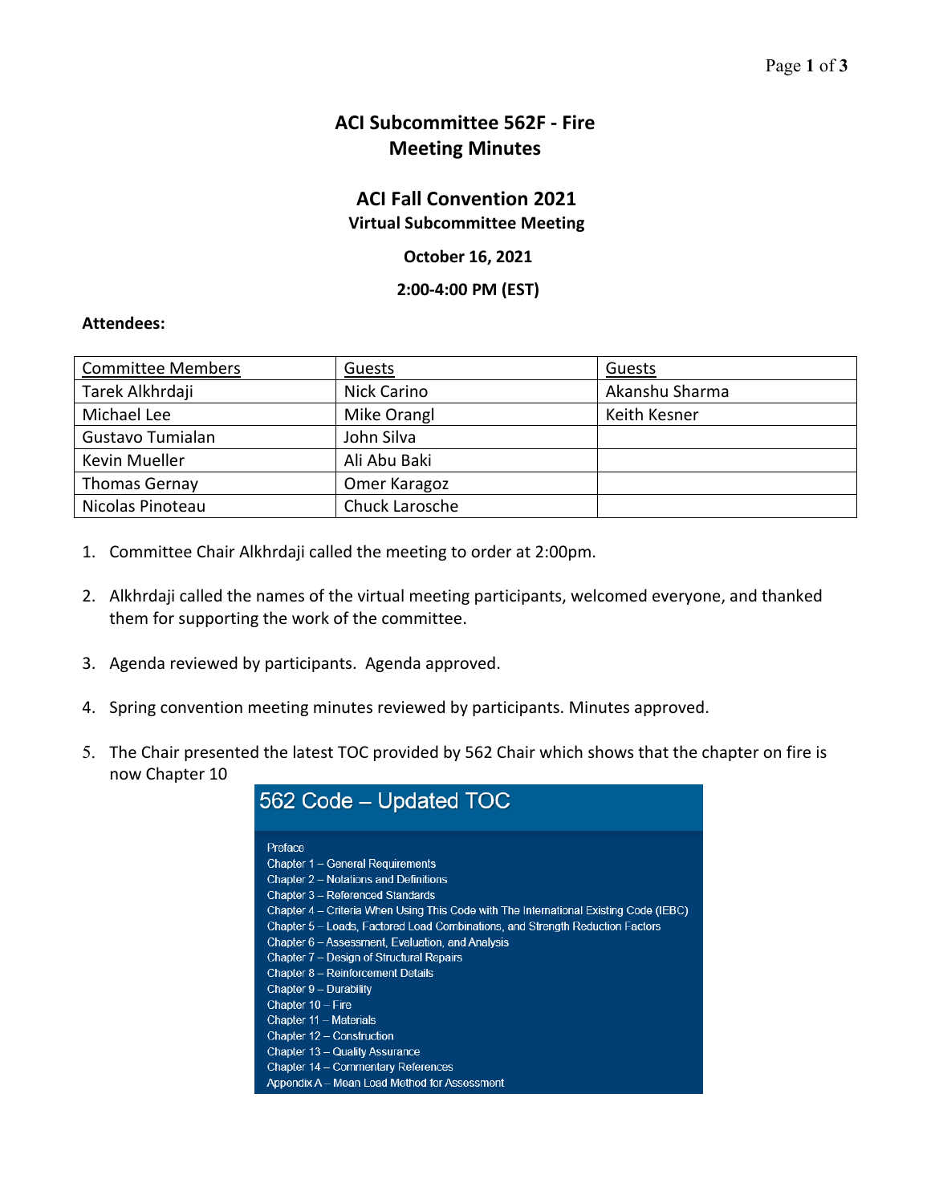# ACI Subcommittee 562F - Fire
# Meeting Minutes

## ACI Fall Convention 2021
### Virtual Subcommittee Meeting

**October 16, 2021**

**2:00-4:00 PM (EST)**

**Attendees:**

| Committee Members | Guests | Guests |
|---|---|---|
| Tarek Alkhrdaji | Nick Carino | Akanshu Sharma |
| Michael Lee | Mike Orangl | Keith Kesner |
| Gustavo Tumialan | John Silva | |
| Kevin Mueller | Ali Abu Baki | |
| Thomas Gernay | Omer Karagoz | |
| Nicolas Pinoteau | Chuck Larosche | |

1. Committee Chair Alkhrdaji called the meeting to order at 2:00pm.

2. Alkhrdaji called the names of the virtual meeting participants, welcomed everyone, and thanked them for supporting the work of the committee.

3. Agenda reviewed by participants. Agenda approved.

4. Spring convention meeting minutes reviewed by participants. Minutes approved.

5. The Chair presented the latest TOC provided by 562 Chair which shows that the chapter on fire is now Chapter 10

**562 Code – Updated TOC**

Preface
Chapter 1 – General Requirements
Chapter 2 – Notations and Definitions
Chapter 3 – Referenced Standards
Chapter 4 – Criteria When Using This Code with The International Existing Code (IEBC)
Chapter 5 – Loads, Factored Load Combinations, and Strength Reduction Factors
Chapter 6 – Assessment, Evaluation, and Analysis
Chapter 7 – Design of Structural Repairs
Chapter 8 – Reinforcement Details
Chapter 9 – Durability
Chapter 10 – Fire
Chapter 11 – Materials
Chapter 12 – Construction
Chapter 13 – Quality Assurance
Chapter 14 – Commentary References
Appendix A – Mean Load Method for Assessment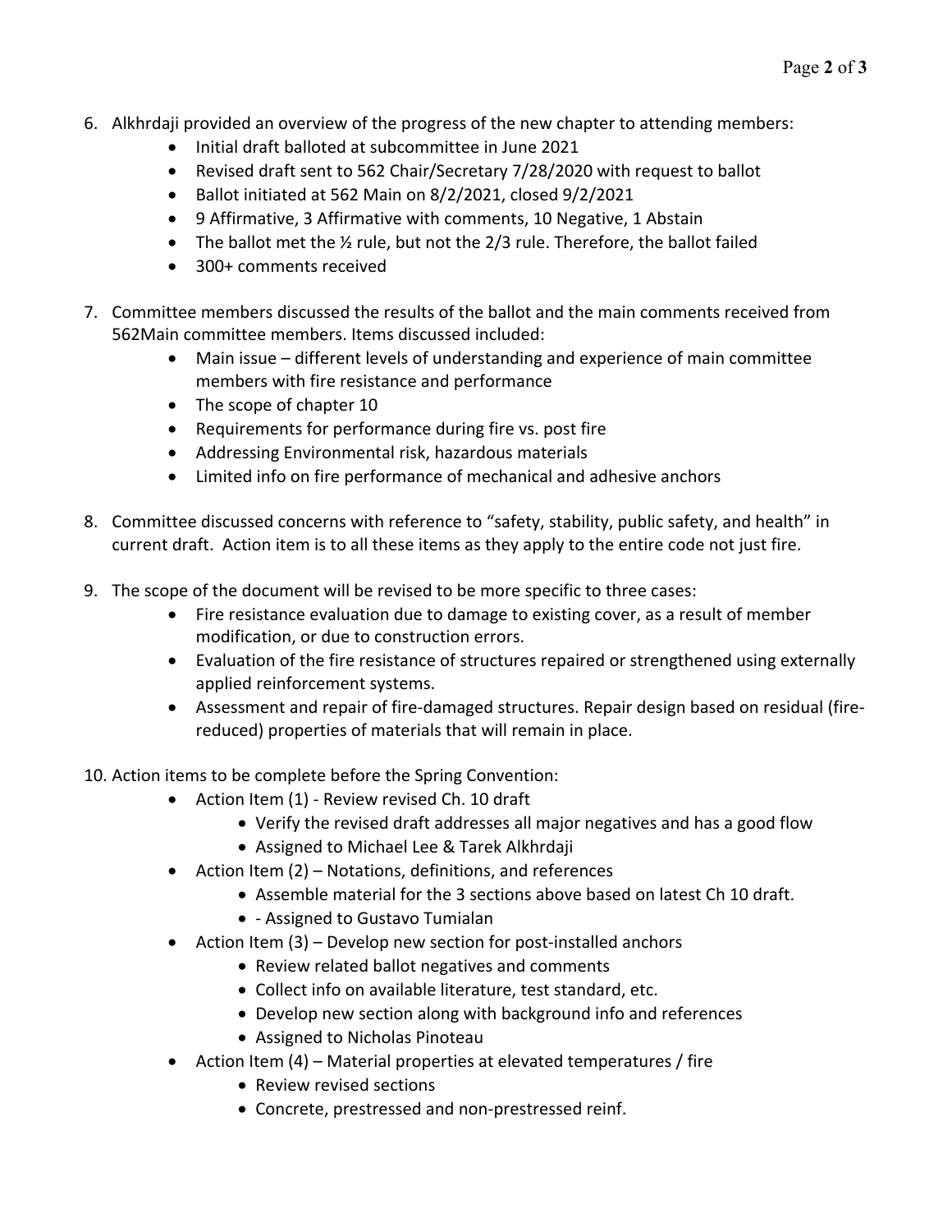6. Alkhrdaji provided an overview of the progress of the new chapter to attending members:
    - Initial draft balloted at subcommittee in June 2021
    - Revised draft sent to 562 Chair/Secretary 7/28/2020 with request to ballot
    - Ballot initiated at 562 Main on 8/2/2021, closed 9/2/2021
    - 9 Affirmative, 3 Affirmative with comments, 10 Negative, 1 Abstain
    - The ballot met the ½ rule, but not the 2/3 rule. Therefore, the ballot failed
    - 300+ comments received

7. Committee members discussed the results of the ballot and the main comments received from 562Main committee members. Items discussed included:
    - Main issue – different levels of understanding and experience of main committee members with fire resistance and performance
    - The scope of chapter 10
    - Requirements for performance during fire vs. post fire
    - Addressing Environmental risk, hazardous materials
    - Limited info on fire performance of mechanical and adhesive anchors

8. Committee discussed concerns with reference to "safety, stability, public safety, and health" in current draft. Action item is to all these items as they apply to the entire code not just fire.

9. The scope of the document will be revised to be more specific to three cases:
    - Fire resistance evaluation due to damage to existing cover, as a result of member modification, or due to construction errors.
    - Evaluation of the fire resistance of structures repaired or strengthened using externally applied reinforcement systems.
    - Assessment and repair of fire-damaged structures. Repair design based on residual (fire-reduced) properties of materials that will remain in place.

10. Action items to be complete before the Spring Convention:
    - Action Item (1) - Review revised Ch. 10 draft
        - Verify the revised draft addresses all major negatives and has a good flow
        - Assigned to Michael Lee & Tarek Alkhrdaji
    - Action Item (2) – Notations, definitions, and references
        - Assemble material for the 3 sections above based on latest Ch 10 draft.
        - - Assigned to Gustavo Tumialan
    - Action Item (3) – Develop new section for post-installed anchors
        - Review related ballot negatives and comments
        - Collect info on available literature, test standard, etc.
        - Develop new section along with background info and references
        - Assigned to Nicholas Pinoteau
    - Action Item (4) – Material properties at elevated temperatures / fire
        - Review revised sections
        - Concrete, prestressed and non-prestressed reinf.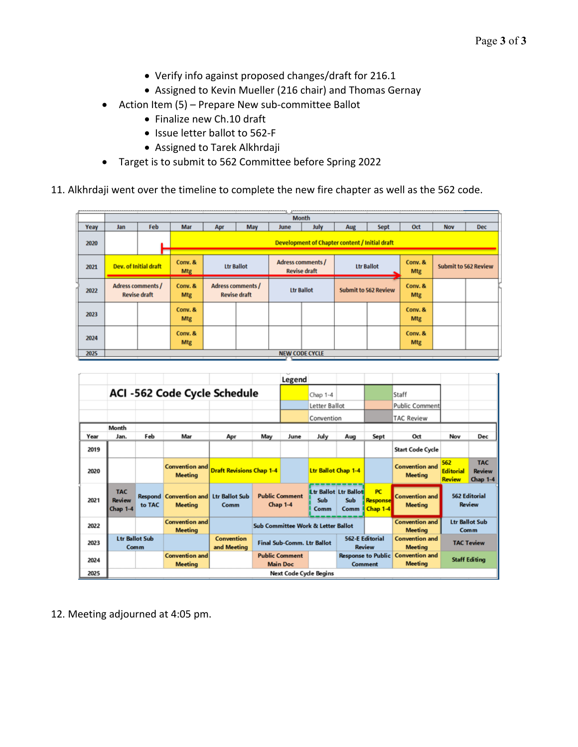- Verify info against proposed changes/draft for 216.1
- Assigned to Kevin Mueller (216 chair) and Thomas Gernay

- Action Item (5) – Prepare New sub-committee Ballot
  - Finalize new Ch.10 draft
  - Issue letter ballot to 562-F
  - Assigned to Tarek Alkhrdaji
- Target is to submit to 562 Committee before Spring 2022

11. Alkhrdaji went over the timeline to complete the new fire chapter as well as the 562 code.

| | Month | | | | | | | | | | | |
|---|---|---|---|---|---|---|---|---|---|---|---|---|
| Yeay | Jan | Feb | Mar | Apr | May | June | July | Aug | Sept | Oct | Nov | Dec |
| 2020 | | | Development of Chapter content / Initial draft | | | | | | | | | |
| 2021 | Dev. of Initial draft | | Conv. & Mtg | Ltr Ballot | | Adress comments / Revise draft | | Ltr Ballot | | Conv. & Mtg | Submit to 562 Review | |
| 2022 | Adress comments / Revise draft | | Conv. & Mtg | Adress comments / Revise draft | | Ltr Ballot | | Submit to 562 Review | | Conv. & Mtg | | |
| 2023 | | | Conv. & Mtg | | | | | | | Conv. & Mtg | | |
| 2024 | | | Conv. & Mtg | | | | | | | Conv. & Mtg | | |
| 2025 | NEW CODE CYCLE | | | | | | | | | | | |

**ACI -562 Code Cycle Schedule**

Legend: Chap 1-4; Letter Ballot; Convention; Staff; Public Comment; TAC Review

| | Month | | | | | | | | | | | |
|---|---|---|---|---|---|---|---|---|---|---|---|---|
| Year | Jan. | Feb | Mar | Apr | May | June | July | Aug | Sept | Oct | Nov | Dec |
| 2019 | | | | | | | | | | Start Code Cycle | | |
| 2020 | | | Convention and Meeting | Draft Revisions Chap 1-4 | | | Ltr Ballot Chap 1-4 | | | Convention and Meeting | 562 Editorial Review | TAC Review Chap 1-4 |
| 2021 | TAC Review Chap 1-4 | Respond to TAC | Convention and Meeting | Ltr Ballot Sub Comm | Public Comment Chap 1-4 | | Ltr Ballot Sub Comm | Ltr Ballot Sub Comm | PC Response Chap 1-4 | Convention and Meeting | 562 Editorial Review | |
| 2022 | | | Convention and Meeting | Sub Committee Work & Letter Ballot | | | | | | Convention and Meeting | Ltr Ballot Sub Comm | |
| 2023 | Ltr Ballot Sub Comm | | | Convention and Meeting | Final Sub-Comm. Ltr Ballot | | | 562-E Editorial Review | | Convention and Meeting | TAC Teview | |
| 2024 | | | Convention and Meeting | | Public Comment Main Doc | | | Response to Public Comment | | Convention and Meeting | Staff Editing | |
| 2025 | Next Code Cycle Begins | | | | | | | | | | | |

12. Meeting adjourned at 4:05 pm.